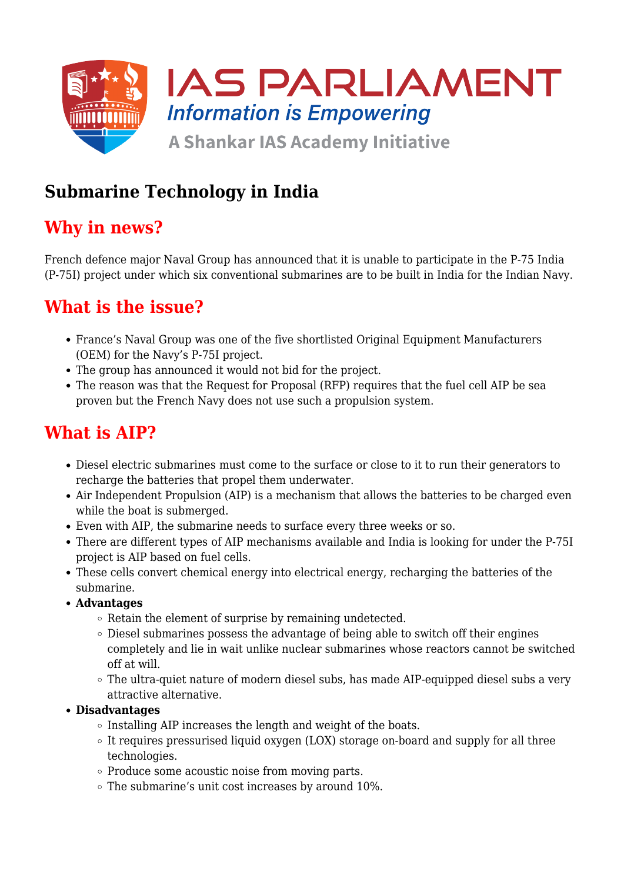# Submarine Technology in India

## Why in news?

French defence major Naval Group has announced that it is unable to participate in the P-75 India (P-75I) project under which six conventional submarines are to be built in India for the Indian Navy.

## What is the issue?

- France's Naval Group was one of the five shortlisted Original Equipment Manufacturers (OEM) for the Navy's P-75I project.
- The group has announced it would not bid for the project.
- The reason was that the Request for Proposal (RFP) requires that the fuel cell AIP be sea proven but the French Navy does not use such a propulsion system.

## What is AIP?

- Diesel electric submarines must come to the surface or close to it to run their generators to recharge the batteries that propel them underwater.
- Air Independent Propulsion (AIP) is a mechanism that allows the batteries to be charged even while the boat is submerged.
- Even with AIP, the submarine needs to surface every three weeks or so.
- There are different types of AIP mechanisms available and India is looking for under the P-75I project is AIP based on fuel cells.
- These cells convert chemical energy into electrical energy, recharging the batteries of the submarine.
- **Advantages**
  - Retain the element of surprise by remaining undetected.
  - Diesel submarines possess the advantage of being able to switch off their engines completely and lie in wait unlike nuclear submarines whose reactors cannot be switched off at will.
  - The ultra-quiet nature of modern diesel subs, has made AIP-equipped diesel subs a very attractive alternative.
- **Disadvantages**
  - Installing AIP increases the length and weight of the boats.
  - It requires pressurised liquid oxygen (LOX) storage on-board and supply for all three technologies.
  - Produce some acoustic noise from moving parts.
  - The submarine's unit cost increases by around 10%.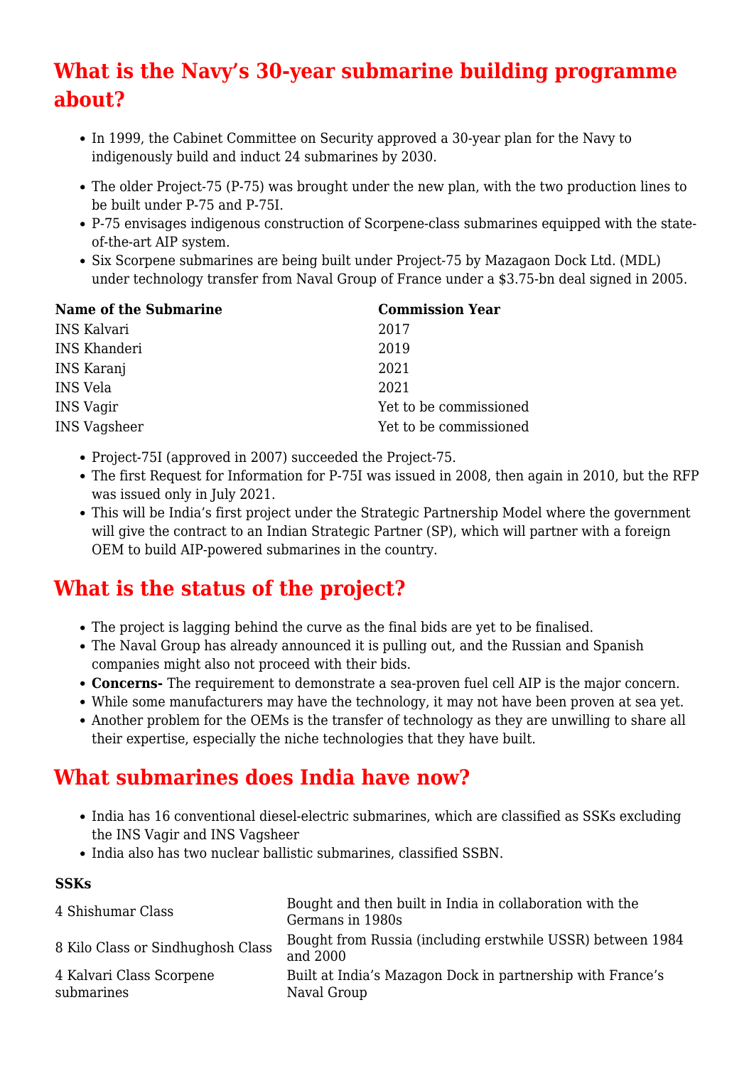## What is the Navy's 30-year submarine building programme about?

- In 1999, the Cabinet Committee on Security approved a 30-year plan for the Navy to indigenously build and induct 24 submarines by 2030.
- The older Project-75 (P-75) was brought under the new plan, with the two production lines to be built under P-75 and P-75I.
- P-75 envisages indigenous construction of Scorpene-class submarines equipped with the state-of-the-art AIP system.
- Six Scorpene submarines are being built under Project-75 by Mazagaon Dock Ltd. (MDL) under technology transfer from Naval Group of France under a $3.75-bn deal signed in 2005.

| Name of the Submarine | Commission Year |
|---|---|
| INS Kalvari | 2017 |
| INS Khanderi | 2019 |
| INS Karanj | 2021 |
| INS Vela | 2021 |
| INS Vagir | Yet to be commissioned |
| INS Vagsheer | Yet to be commissioned |

- Project-75I (approved in 2007) succeeded the Project-75.
- The first Request for Information for P-75I was issued in 2008, then again in 2010, but the RFP was issued only in July 2021.
- This will be India's first project under the Strategic Partnership Model where the government will give the contract to an Indian Strategic Partner (SP), which will partner with a foreign OEM to build AIP-powered submarines in the country.

## What is the status of the project?

- The project is lagging behind the curve as the final bids are yet to be finalised.
- The Naval Group has already announced it is pulling out, and the Russian and Spanish companies might also not proceed with their bids.
- **Concerns-** The requirement to demonstrate a sea-proven fuel cell AIP is the major concern.
- While some manufacturers may have the technology, it may not have been proven at sea yet.
- Another problem for the OEMs is the transfer of technology as they are unwilling to share all their expertise, especially the niche technologies that they have built.

## What submarines does India have now?

- India has 16 conventional diesel-electric submarines, which are classified as SSKs excluding the INS Vagir and INS Vagsheer
- India also has two nuclear ballistic submarines, classified SSBN.

**SSKs**

| | |
|---|---|
| 4 Shishumar Class | Bought and then built in India in collaboration with the Germans in 1980s |
| 8 Kilo Class or Sindhughosh Class | Bought from Russia (including erstwhile USSR) between 1984 and 2000 |
| 4 Kalvari Class Scorpene submarines | Built at India's Mazagon Dock in partnership with France's Naval Group |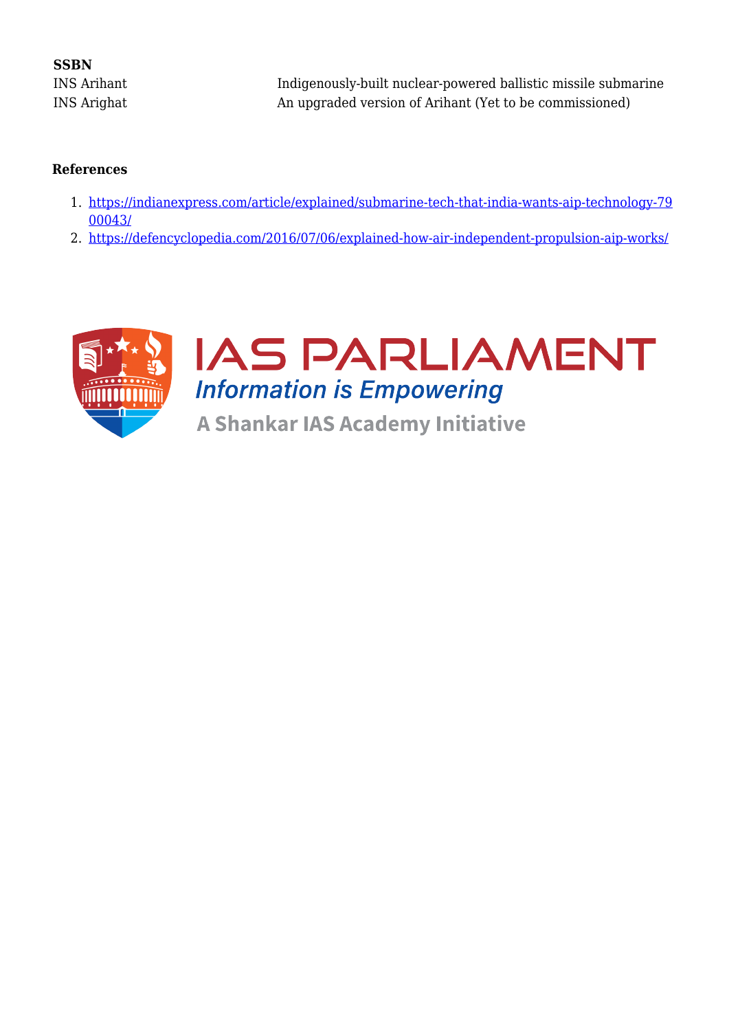**SSBN**

| | |
|---|---|
| INS Arihant | Indigenously-built nuclear-powered ballistic missile submarine |
| INS Arighat | An upgraded version of Arihant (Yet to be commissioned) |

**References**

1. https://indianexpress.com/article/explained/submarine-tech-that-india-wants-aip-technology-7900043/
2. https://defencyclopedia.com/2016/07/06/explained-how-air-independent-propulsion-aip-works/

IAS PARLIAMENT

*Information is Empowering*

A Shankar IAS Academy Initiative